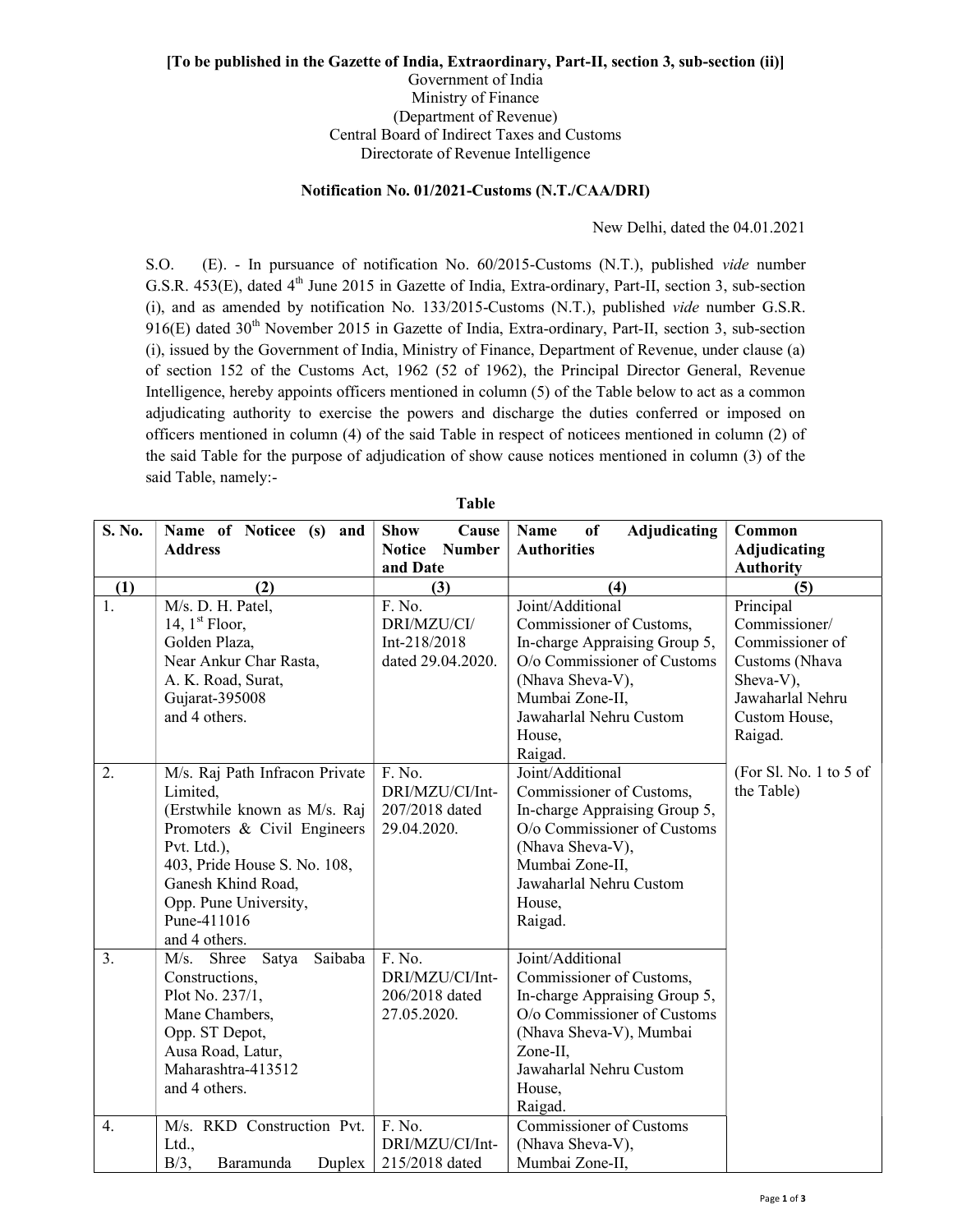**[To be published in the Gazette of India, Extraordinary, Part-II, section 3, sub-section (ii)]**

Government of India

Ministry of Finance

(Department of Revenue)

Central Board of Indirect Taxes and Customs

Directorate of Revenue Intelligence

**Notification No. 01/2021-Customs (N.T./CAA/DRI)**

New Delhi, dated the 04.01.2021

S.O. (E). - In pursuance of notification No. 60/2015-Customs (N.T.), published *vide* number G.S.R. 453(E), dated 4th June 2015 in Gazette of India, Extra-ordinary, Part-II, section 3, sub-section (i), and as amended by notification No. 133/2015-Customs (N.T.), published *vide* number G.S.R. 916(E) dated 30th November 2015 in Gazette of India, Extra-ordinary, Part-II, section 3, sub-section (i), issued by the Government of India, Ministry of Finance, Department of Revenue, under clause (a) of section 152 of the Customs Act, 1962 (52 of 1962), the Principal Director General, Revenue Intelligence, hereby appoints officers mentioned in column (5) of the Table below to act as a common adjudicating authority to exercise the powers and discharge the duties conferred or imposed on officers mentioned in column (4) of the said Table in respect of noticees mentioned in column (2) of the said Table for the purpose of adjudication of show cause notices mentioned in column (3) of the said Table, namely:-

**Table**

| S. No. | Name of Noticee (s) and Address | Show Cause Notice Number and Date | Name of Adjudicating Authorities | Common Adjudicating Authority |
|---|---|---|---|---|
| (1) | (2) | (3) | (4) | (5) |
| 1. | M/s. D. H. Patel, 14, 1st Floor, Golden Plaza, Near Ankur Char Rasta, A. K. Road, Surat, Gujarat-395008 and 4 others. | F. No. DRI/MZU/CI/ Int-218/2018 dated 29.04.2020. | Joint/Additional Commissioner of Customs, In-charge Appraising Group 5, O/o Commissioner of Customs (Nhava Sheva-V), Mumbai Zone-II, Jawaharlal Nehru Custom House, Raigad. | Principal Commissioner/ Commissioner of Customs (Nhava Sheva-V), Jawaharlal Nehru Custom House, Raigad. (For Sl. No. 1 to 5 of the Table) |
| 2. | M/s. Raj Path Infracon Private Limited, (Erstwhile known as M/s. Raj Promoters & Civil Engineers Pvt. Ltd.), 403, Pride House S. No. 108, Ganesh Khind Road, Opp. Pune University, Pune-411016 and 4 others. | F. No. DRI/MZU/CI/Int-207/2018 dated 29.04.2020. | Joint/Additional Commissioner of Customs, In-charge Appraising Group 5, O/o Commissioner of Customs (Nhava Sheva-V), Mumbai Zone-II, Jawaharlal Nehru Custom House, Raigad. | |
| 3. | M/s. Shree Satya Saibaba Constructions, Plot No. 237/1, Mane Chambers, Opp. ST Depot, Ausa Road, Latur, Maharashtra-413512 and 4 others. | F. No. DRI/MZU/CI/Int-206/2018 dated 27.05.2020. | Joint/Additional Commissioner of Customs, In-charge Appraising Group 5, O/o Commissioner of Customs (Nhava Sheva-V), Mumbai Zone-II, Jawaharlal Nehru Custom House, Raigad. | |
| 4. | M/s. RKD Construction Pvt. Ltd., B/3, Baramunda Duplex | F. No. DRI/MZU/CI/Int-215/2018 dated | Commissioner of Customs (Nhava Sheva-V), Mumbai Zone-II, | |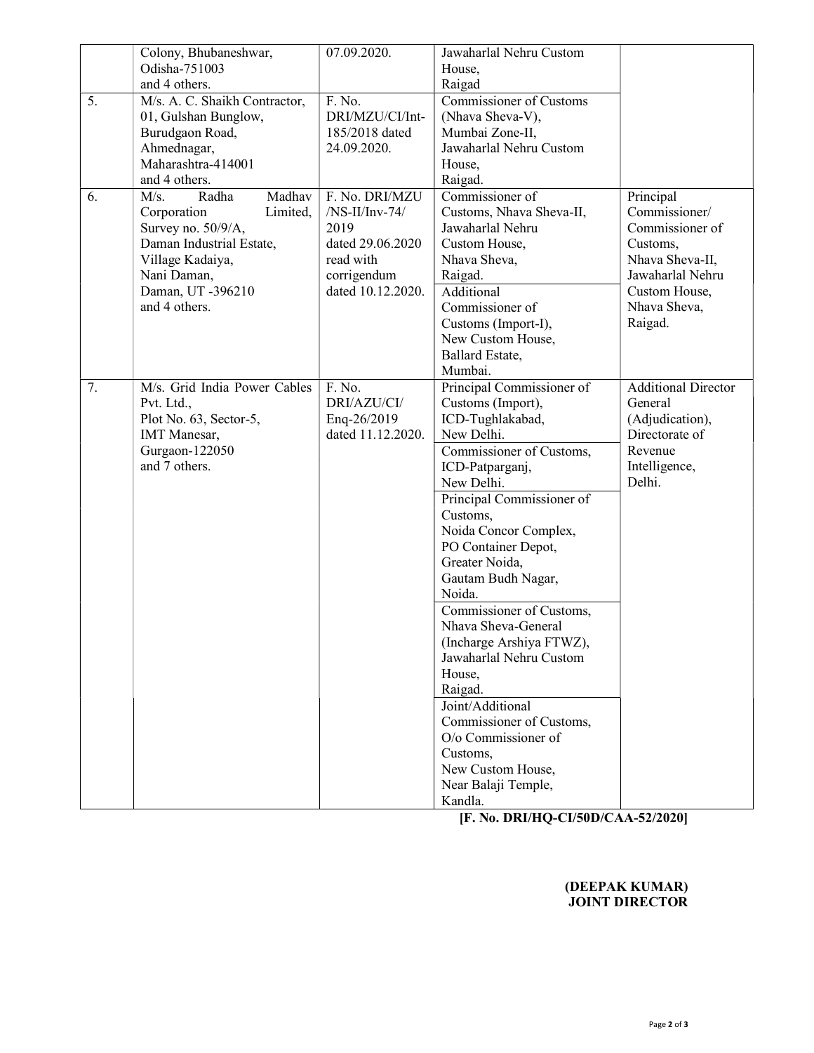| | | | | |
|---|---|---|---|---|
| | Colony, Bhubaneshwar, Odisha-751003 and 4 others. | 07.09.2020. | Jawaharlal Nehru Custom House, Raigad | |
| 5. | M/s. A. C. Shaikh Contractor, 01, Gulshan Bunglow, Burudgaon Road, Ahmednagar, Maharashtra-414001 and 4 others. | F. No. DRI/MZU/CI/Int-185/2018 dated 24.09.2020. | Commissioner of Customs (Nhava Sheva-V), Mumbai Zone-II, Jawaharlal Nehru Custom House, Raigad. | |
| 6. | M/s. Radha Madhav Corporation Limited, Survey no. 50/9/A, Daman Industrial Estate, Village Kadaiya, Nani Daman, Daman, UT -396210 and 4 others. | F. No. DRI/MZU /NS-II/Inv-74/ 2019 dated 29.06.2020 read with corrigendum dated 10.12.2020. | Commissioner of Customs, Nhava Sheva-II, Jawaharlal Nehru Custom House, Nhava Sheva, Raigad. | Principal Commissioner/ Commissioner of Customs, Nhava Sheva-II, Jawaharlal Nehru Custom House, Nhava Sheva, Raigad. |
| | | | Additional Commissioner of Customs (Import-I), New Custom House, Ballard Estate, Mumbai. | |
| 7. | M/s. Grid India Power Cables Pvt. Ltd., Plot No. 63, Sector-5, IMT Manesar, Gurgaon-122050 and 7 others. | F. No. DRI/AZU/CI/ Enq-26/2019 dated 11.12.2020. | Principal Commissioner of Customs (Import), ICD-Tughlakabad, New Delhi. | Additional Director General (Adjudication), Directorate of Revenue Intelligence, Delhi. |
| | | | Commissioner of Customs, ICD-Patparganj, New Delhi. | |
| | | | Principal Commissioner of Customs, Noida Concor Complex, PO Container Depot, Greater Noida, Gautam Budh Nagar, Noida. | |
| | | | Commissioner of Customs, Nhava Sheva-General (Incharge Arshiya FTWZ), Jawaharlal Nehru Custom House, Raigad. | |
| | | | Joint/Additional Commissioner of Customs, O/o Commissioner of Customs, New Custom House, Near Balaji Temple, Kandla. | |

**[F. No. DRI/HQ-CI/50D/CAA-52/2020]**

**(DEEPAK KUMAR)**
**JOINT DIRECTOR**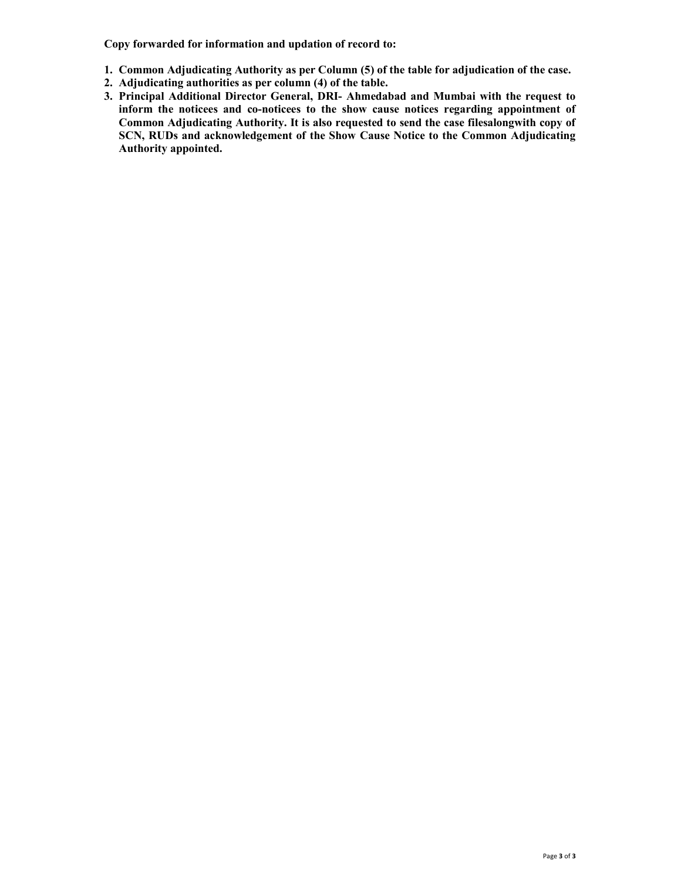**Copy forwarded for information and updation of record to:**

1. **Common Adjudicating Authority as per Column (5) of the table for adjudication of the case.**
2. **Adjudicating authorities as per column (4) of the table.**
3. **Principal Additional Director General, DRI- Ahmedabad and Mumbai with the request to inform the noticees and co-noticees to the show cause notices regarding appointment of Common Adjudicating Authority. It is also requested to send the case filesalongwith copy of SCN, RUDs and acknowledgement of the Show Cause Notice to the Common Adjudicating Authority appointed.**